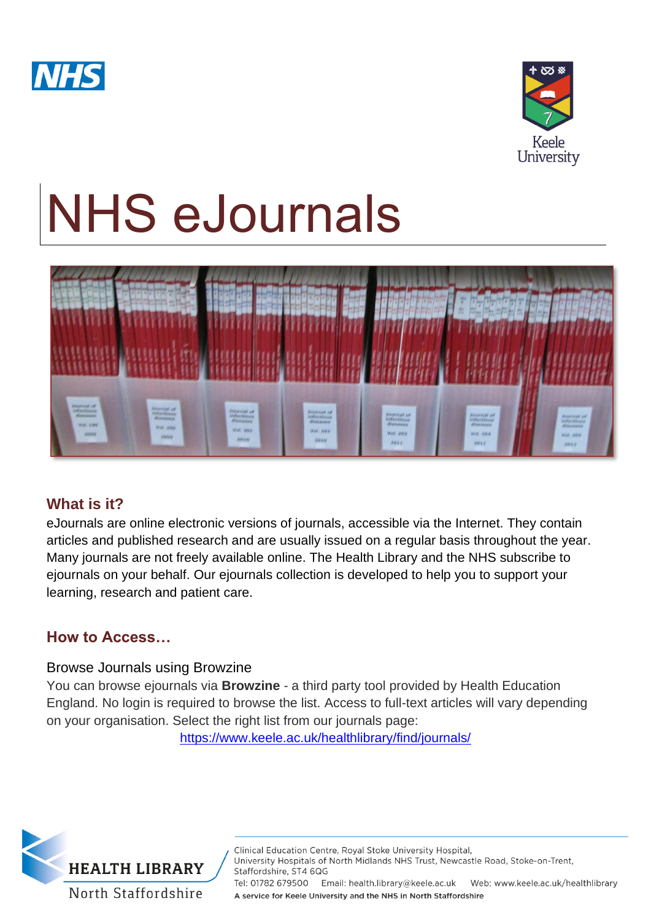# NHS eJournals

## What is it?

eJournals are online electronic versions of journals, accessible via the Internet. They contain articles and published research and are usually issued on a regular basis throughout the year. Many journals are not freely available online. The Health Library and the NHS subscribe to ejournals on your behalf. Our ejournals collection is developed to help you to support your learning, research and patient care.

## How to Access…

### Browse Journals using Browzine

You can browse ejournals via **Browzine** - a third party tool provided by Health Education England. No login is required to browse the list. Access to full-text articles will vary depending on your organisation. Select the right list from our journals page:

https://www.keele.ac.uk/healthlibrary/find/journals/

HEALTH LIBRARY North Staffordshire

Clinical Education Centre, Royal Stoke University Hospital, University Hospitals of North Midlands NHS Trust, Newcastle Road, Stoke-on-Trent, Staffordshire, ST4 6QG

Tel: 01782 679500 Email: health.library@keele.ac.uk Web: www.keele.ac.uk/healthlibrary

A service for Keele University and the NHS in North Staffordshire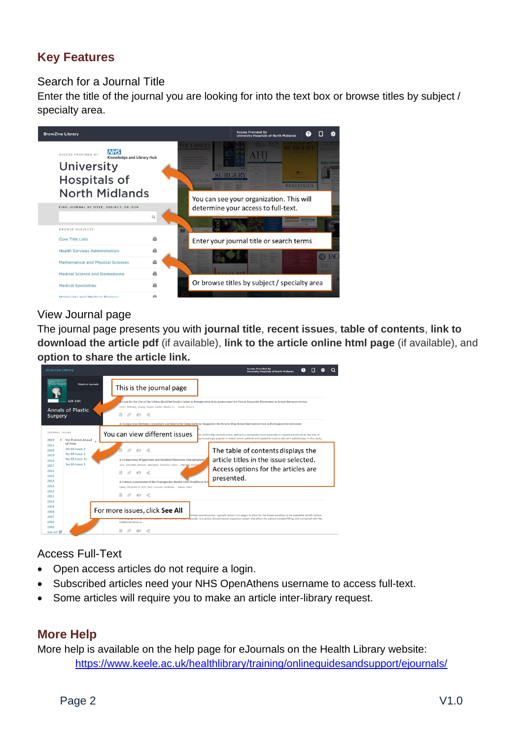## Key Features

### Search for a Journal Title

Enter the title of the journal you are looking for into the text box or browse titles by subject / specialty area.

### View Journal page

The journal page presents you with **journal title**, **recent issues**, **table of contents**, **link to download the article pdf** (if available), **link to the article online html page** (if available), and **option to share the article link.**

### Access Full-Text

- Open access articles do not require a login.
- Subscribed articles need your NHS OpenAthens username to access full-text.
- Some articles will require you to make an article inter-library request.

## More Help

More help is available on the help page for eJournals on the Health Library website:

https://www.keele.ac.uk/healthlibrary/training/onlineguidesandsupport/ejournals/

V1.0